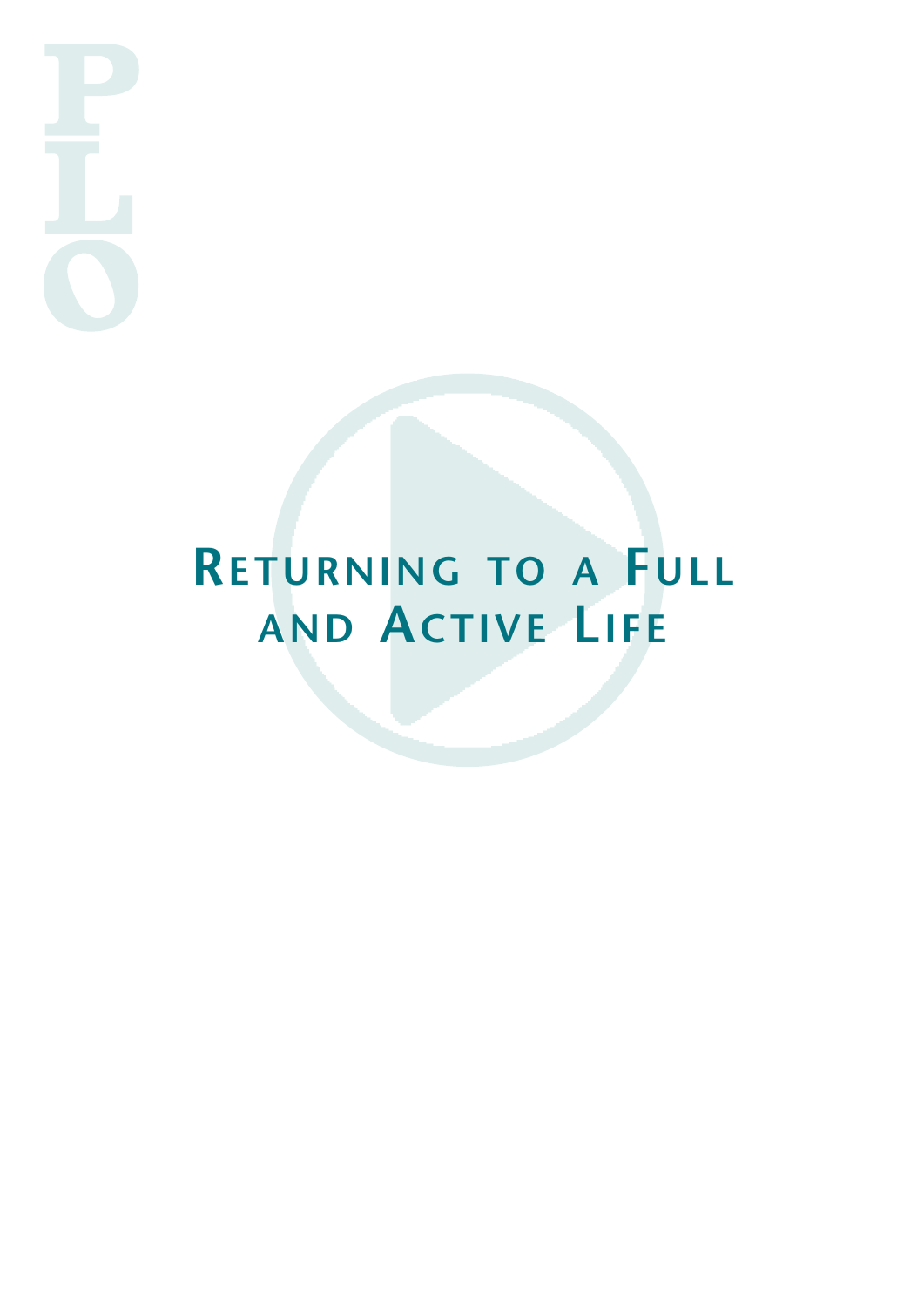# Returning to a Full and Active Life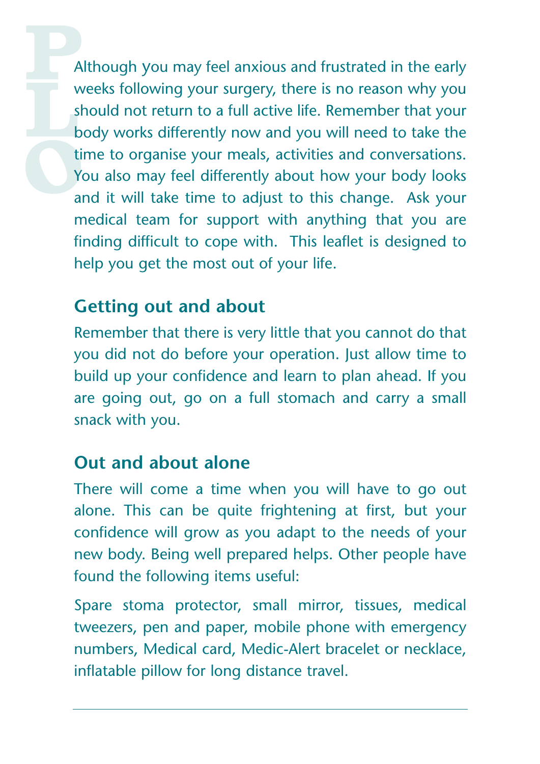Although you may feel anxious and frustrated in the early weeks following your surgery, there is no reason why you should not return to a full active life. Remember that your body works differently now and you will need to take the time to organise your meals, activities and conversations. You also may feel differently about how your body looks and it will take time to adjust to this change. Ask your medical team for support with anything that you are finding difficult to cope with. This leaflet is designed to help you get the most out of your life.

## Getting out and about

Remember that there is very little that you cannot do that you did not do before your operation. Just allow time to build up your confidence and learn to plan ahead. If you are going out, go on a full stomach and carry a small snack with you.

## Out and about alone

There will come a time when you will have to go out alone. This can be quite frightening at first, but your confidence will grow as you adapt to the needs of your new body. Being well prepared helps. Other people have found the following items useful:

Spare stoma protector, small mirror, tissues, medical tweezers, pen and paper, mobile phone with emergency numbers, Medical card, Medic-Alert bracelet or necklace, inflatable pillow for long distance travel.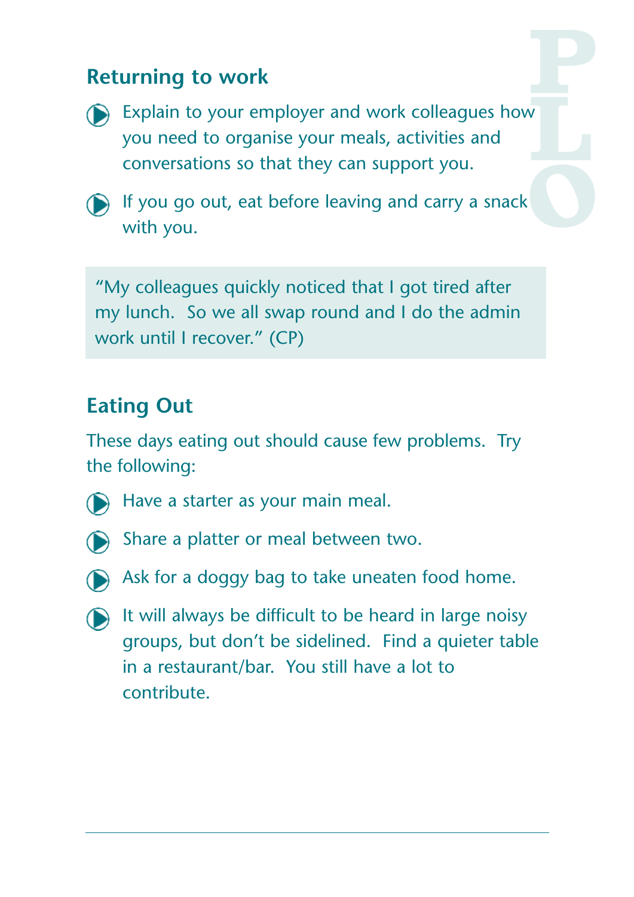## Returning to work

- Explain to your employer and work colleagues how you need to organise your meals, activities and conversations so that they can support you.
- If you go out, eat before leaving and carry a snack with you.

> “My colleagues quickly noticed that I got tired after my lunch. So we all swap round and I do the admin work until I recover.” (CP)

## Eating Out

These days eating out should cause few problems. Try the following:

- Have a starter as your main meal.
- Share a platter or meal between two.
- Ask for a doggy bag to take uneaten food home.
- It will always be difficult to be heard in large noisy groups, but don’t be sidelined. Find a quieter table in a restaurant/bar. You still have a lot to contribute.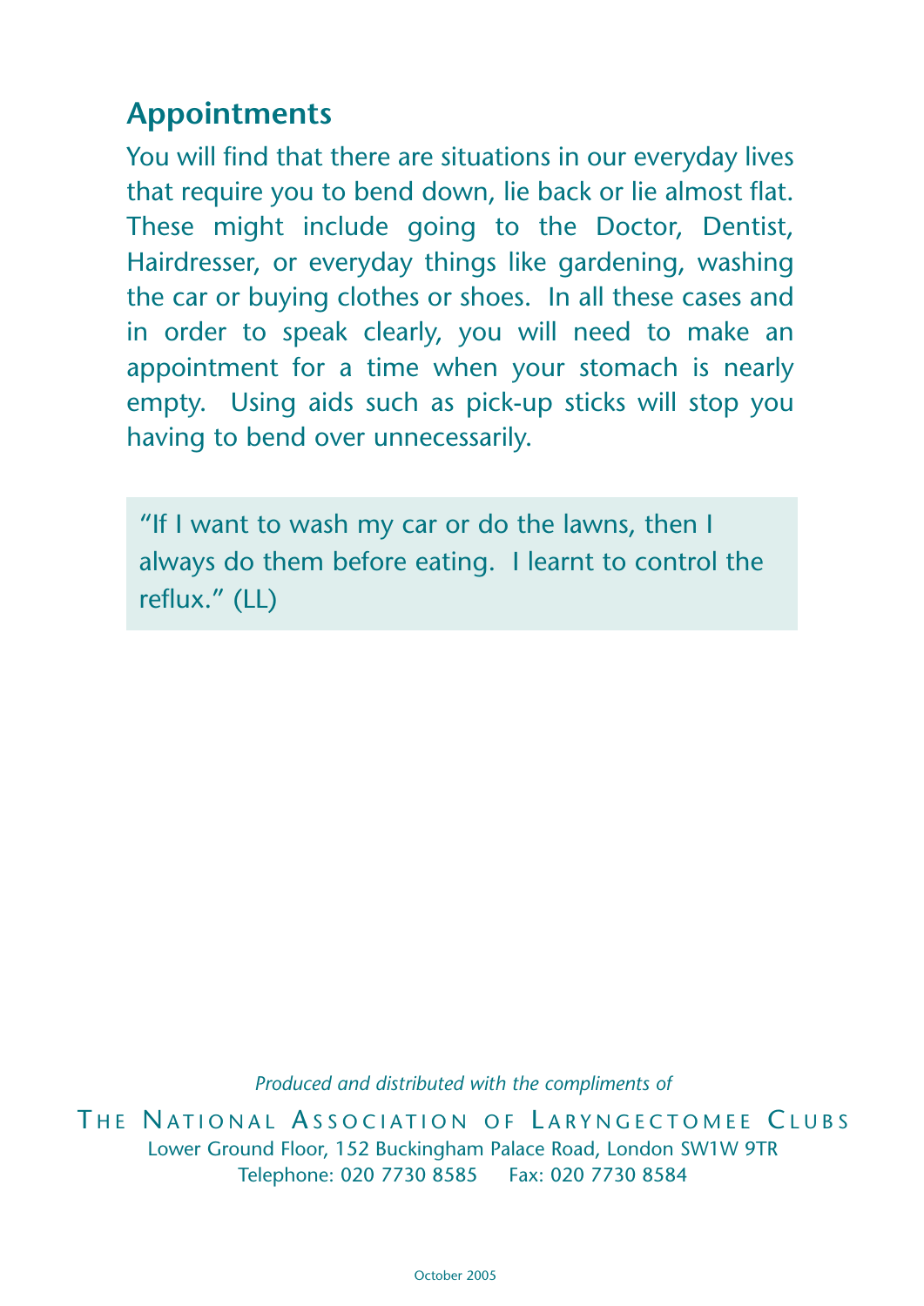## Appointments

You will find that there are situations in our everyday lives that require you to bend down, lie back or lie almost flat. These might include going to the Doctor, Dentist, Hairdresser, or everyday things like gardening, washing the car or buying clothes or shoes. In all these cases and in order to speak clearly, you will need to make an appointment for a time when your stomach is nearly empty. Using aids such as pick-up sticks will stop you having to bend over unnecessarily.

> "If I want to wash my car or do the lawns, then I always do them before eating. I learnt to control the reflux." (LL)

*Produced and distributed with the compliments of*

THE NATIONAL ASSOCIATION OF LARYNGECTOMEE CLUBS
Lower Ground Floor, 152 Buckingham Palace Road, London SW1W 9TR
Telephone: 020 7730 8585 Fax: 020 7730 8584

October 2005